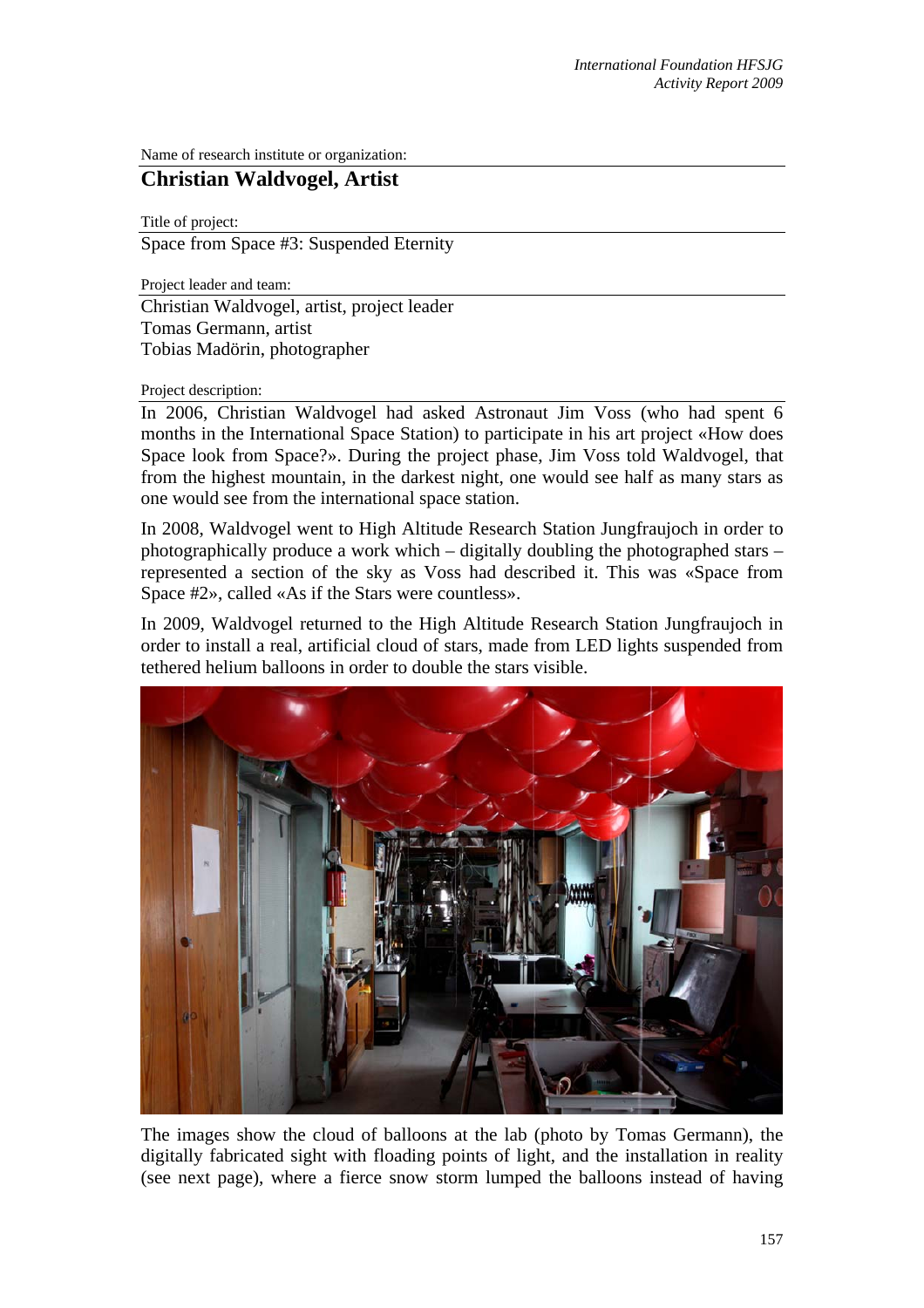Name of research institute or organization:

## Christian Waldvogel, Artist

Title of project:

Space from Space #3: Suspended Eternity

Project leader and team:

Christian Waldvogel, artist, project leader
Tomas Germann, artist
Tobias Madörin, photographer

Project description:

In 2006, Christian Waldvogel had asked Astronaut Jim Voss (who had spent 6 months in the International Space Station) to participate in his art project «How does Space look from Space?». During the project phase, Jim Voss told Waldvogel, that from the highest mountain, in the darkest night, one would see half as many stars as one would see from the international space station.

In 2008, Waldvogel went to High Altitude Research Station Jungfraujoch in order to photographically produce a work which – digitally doubling the photographed stars – represented a section of the sky as Voss had described it. This was «Space from Space #2», called «As if the Stars were countless».

In 2009, Waldvogel returned to the High Altitude Research Station Jungfraujoch in order to install a real, artificial cloud of stars, made from LED lights suspended from tethered helium balloons in order to double the stars visible.

The images show the cloud of balloons at the lab (photo by Tomas Germann), the digitally fabricated sight with floading points of light, and the installation in reality (see next page), where a fierce snow storm lumped the balloons instead of having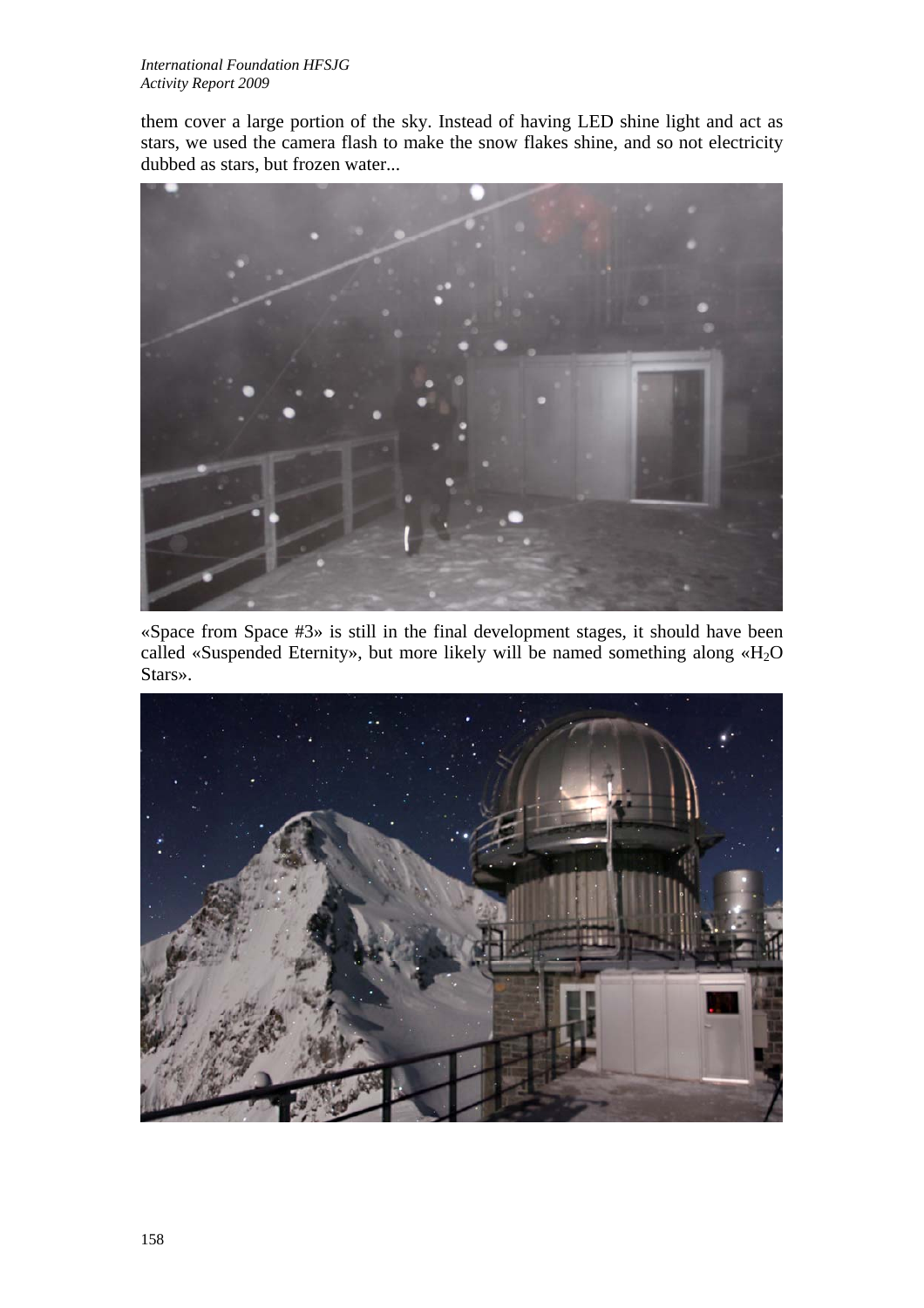them cover a large portion of the sky. Instead of having LED shine light and act as stars, we used the camera flash to make the snow flakes shine, and so not electricity dubbed as stars, but frozen water...

«Space from Space #3» is still in the final development stages, it should have been called «Suspended Eternity», but more likely will be named something along «$H_2O$ Stars».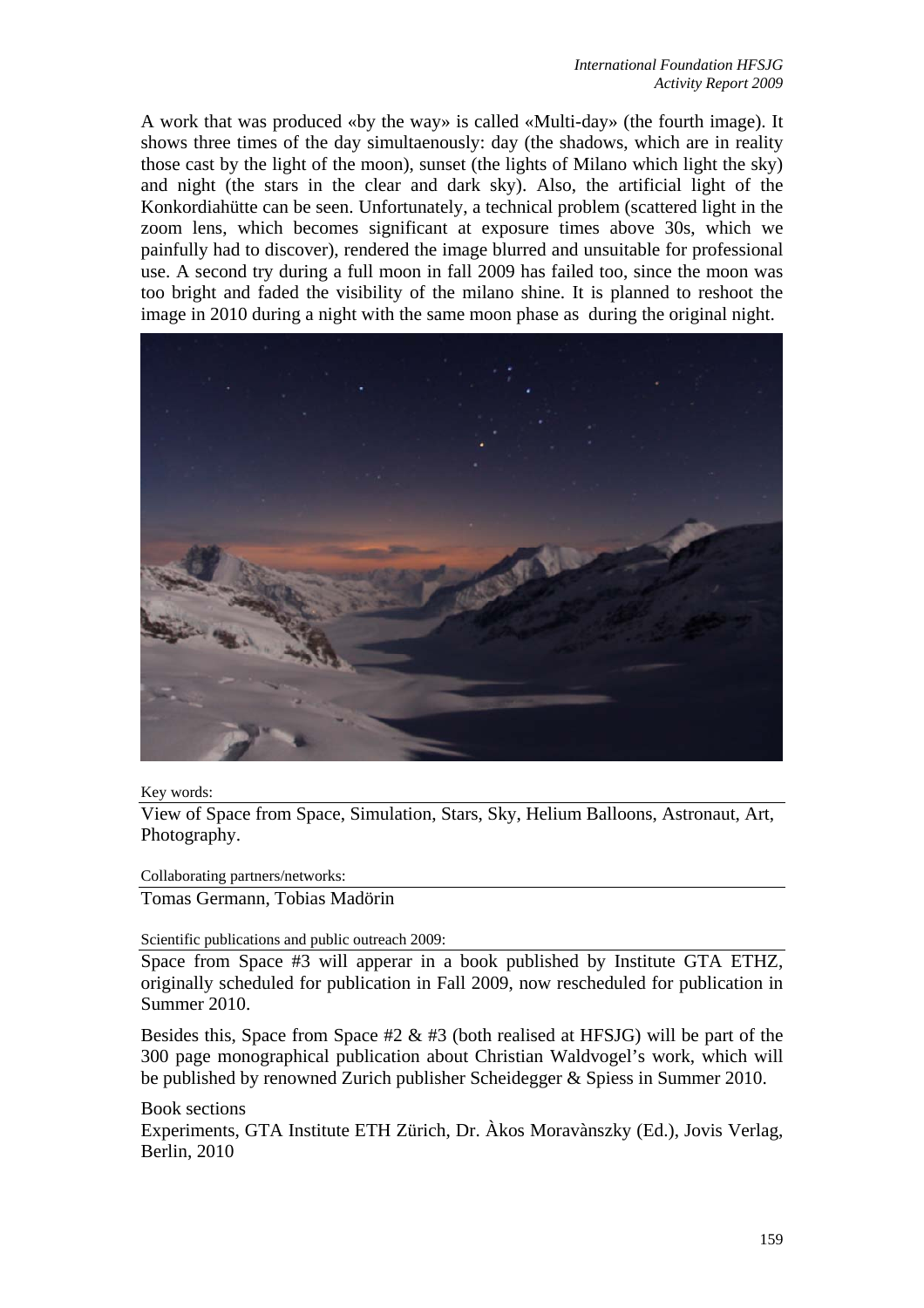A work that was produced «by the way» is called «Multi-day» (the fourth image). It shows three times of the day simultaenously: day (the shadows, which are in reality those cast by the light of the moon), sunset (the lights of Milano which light the sky) and night (the stars in the clear and dark sky). Also, the artificial light of the Konkordiahütte can be seen. Unfortunately, a technical problem (scattered light in the zoom lens, which becomes significant at exposure times above 30s, which we painfully had to discover), rendered the image blurred and unsuitable for professional use. A second try during a full moon in fall 2009 has failed too, since the moon was too bright and faded the visibility of the milano shine. It is planned to reshoot the image in 2010 during a night with the same moon phase as during the original night.

Key words:

View of Space from Space, Simulation, Stars, Sky, Helium Balloons, Astronaut, Art, Photography.

Collaborating partners/networks:

Tomas Germann, Tobias Madörin

Scientific publications and public outreach 2009:

Space from Space #3 will apperar in a book published by Institute GTA ETHZ, originally scheduled for publication in Fall 2009, now rescheduled for publication in Summer 2010.

Besides this, Space from Space #2 & #3 (both realised at HFSJG) will be part of the 300 page monographical publication about Christian Waldvogel's work, which will be published by renowned Zurich publisher Scheidegger & Spiess in Summer 2010.

Book sections

Experiments, GTA Institute ETH Zürich, Dr. Àkos Moravànszky (Ed.), Jovis Verlag, Berlin, 2010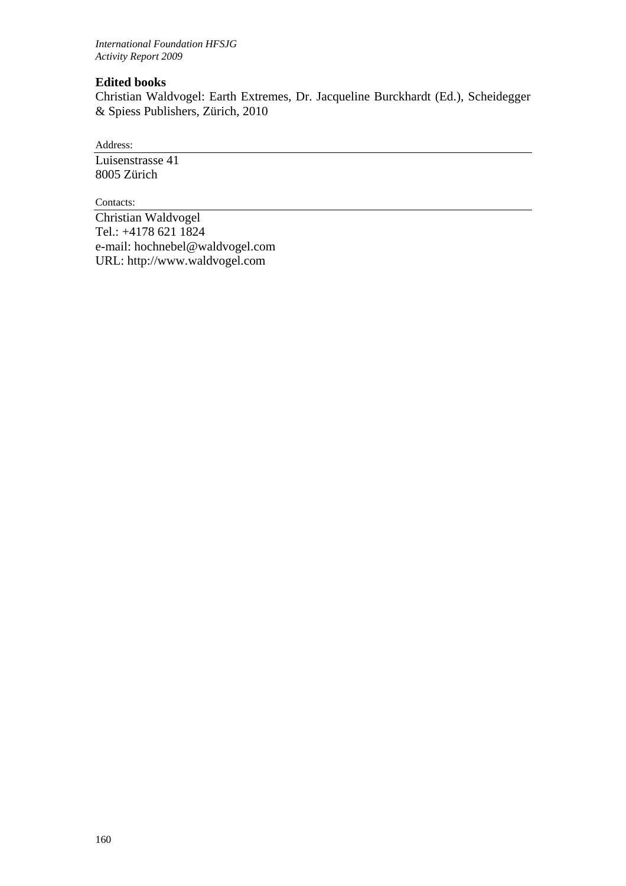### Edited books

Christian Waldvogel: Earth Extremes, Dr. Jacqueline Burckhardt (Ed.), Scheidegger & Spiess Publishers, Zürich, 2010

Address:

Luisenstrasse 41
8005 Zürich

Contacts:

Christian Waldvogel
Tel.: +4178 621 1824
e-mail: hochnebel@waldvogel.com
URL: http://www.waldvogel.com